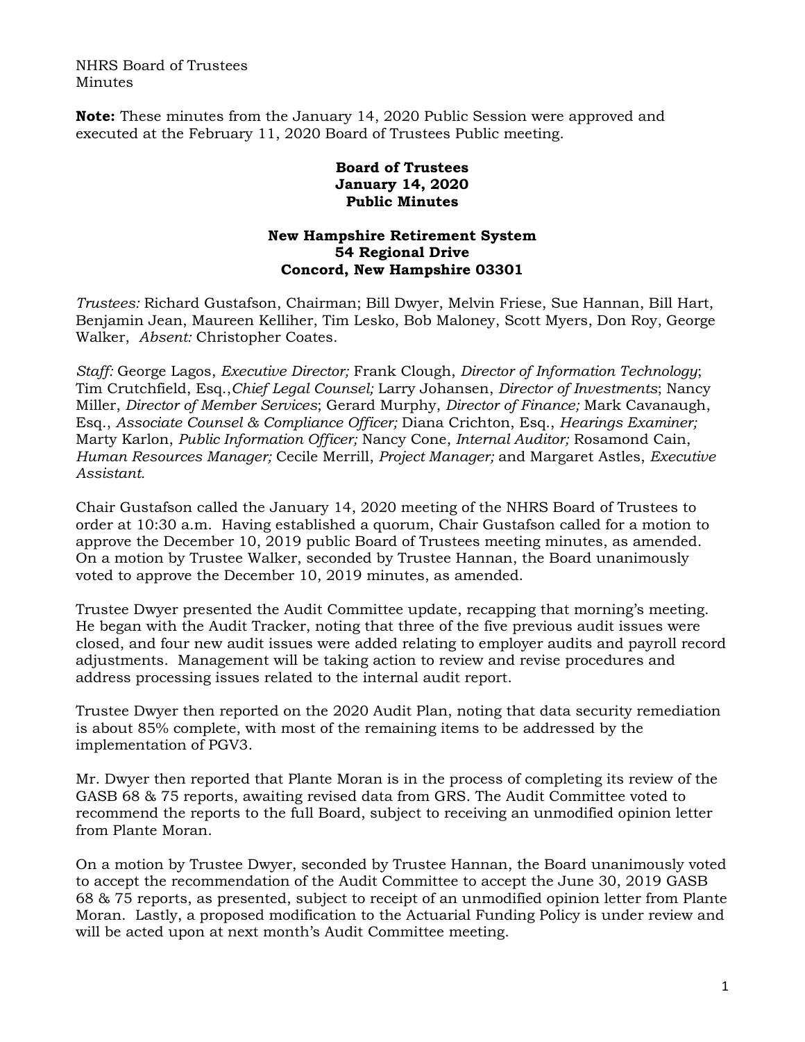NHRS Board of Trustees
Minutes

**Note:** These minutes from the January 14, 2020 Public Session were approved and executed at the February 11, 2020 Board of Trustees Public meeting.

**Board of Trustees**
**January 14, 2020**
**Public Minutes**

**New Hampshire Retirement System**
**54 Regional Drive**
**Concord, New Hampshire 03301**

*Trustees:* Richard Gustafson, Chairman; Bill Dwyer, Melvin Friese, Sue Hannan, Bill Hart, Benjamin Jean, Maureen Kelliher, Tim Lesko, Bob Maloney, Scott Myers, Don Roy, George Walker, *Absent:* Christopher Coates.

*Staff:* George Lagos, *Executive Director;* Frank Clough, *Director of Information Technology*; Tim Crutchfield, Esq.,*Chief Legal Counsel;* Larry Johansen, *Director of Investments*; Nancy Miller, *Director of Member Services*; Gerard Murphy, *Director of Finance;* Mark Cavanaugh, Esq., *Associate Counsel & Compliance Officer;* Diana Crichton, Esq., *Hearings Examiner;* Marty Karlon, *Public Information Officer;* Nancy Cone, *Internal Auditor;* Rosamond Cain, *Human Resources Manager;* Cecile Merrill, *Project Manager;* and Margaret Astles, *Executive Assistant.*

Chair Gustafson called the January 14, 2020 meeting of the NHRS Board of Trustees to order at 10:30 a.m. Having established a quorum, Chair Gustafson called for a motion to approve the December 10, 2019 public Board of Trustees meeting minutes, as amended. On a motion by Trustee Walker, seconded by Trustee Hannan, the Board unanimously voted to approve the December 10, 2019 minutes, as amended.

Trustee Dwyer presented the Audit Committee update, recapping that morning's meeting. He began with the Audit Tracker, noting that three of the five previous audit issues were closed, and four new audit issues were added relating to employer audits and payroll record adjustments. Management will be taking action to review and revise procedures and address processing issues related to the internal audit report.

Trustee Dwyer then reported on the 2020 Audit Plan, noting that data security remediation is about 85% complete, with most of the remaining items to be addressed by the implementation of PGV3.

Mr. Dwyer then reported that Plante Moran is in the process of completing its review of the GASB 68 & 75 reports, awaiting revised data from GRS. The Audit Committee voted to recommend the reports to the full Board, subject to receiving an unmodified opinion letter from Plante Moran.

On a motion by Trustee Dwyer, seconded by Trustee Hannan, the Board unanimously voted to accept the recommendation of the Audit Committee to accept the June 30, 2019 GASB 68 & 75 reports, as presented, subject to receipt of an unmodified opinion letter from Plante Moran. Lastly, a proposed modification to the Actuarial Funding Policy is under review and will be acted upon at next month's Audit Committee meeting.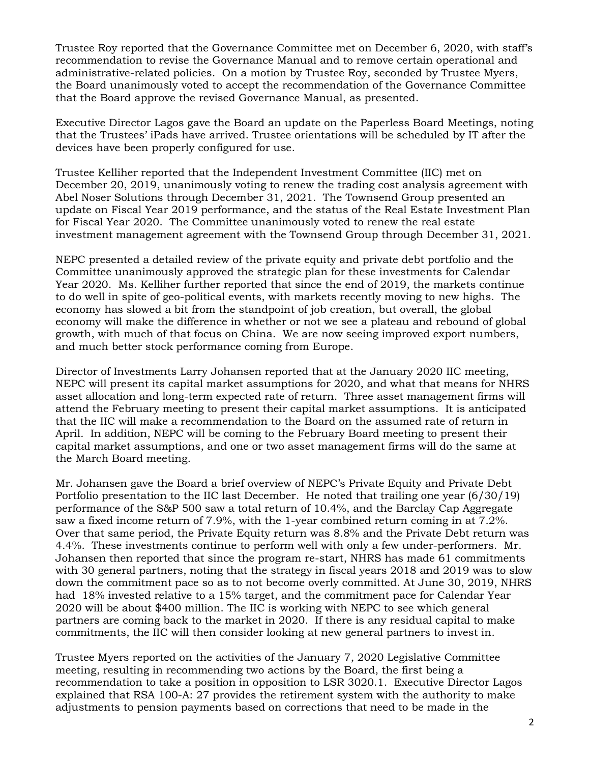Trustee Roy reported that the Governance Committee met on December 6, 2020, with staff's recommendation to revise the Governance Manual and to remove certain operational and administrative-related policies. On a motion by Trustee Roy, seconded by Trustee Myers, the Board unanimously voted to accept the recommendation of the Governance Committee that the Board approve the revised Governance Manual, as presented.

Executive Director Lagos gave the Board an update on the Paperless Board Meetings, noting that the Trustees' iPads have arrived. Trustee orientations will be scheduled by IT after the devices have been properly configured for use.

Trustee Kelliher reported that the Independent Investment Committee (IIC) met on December 20, 2019, unanimously voting to renew the trading cost analysis agreement with Abel Noser Solutions through December 31, 2021. The Townsend Group presented an update on Fiscal Year 2019 performance, and the status of the Real Estate Investment Plan for Fiscal Year 2020. The Committee unanimously voted to renew the real estate investment management agreement with the Townsend Group through December 31, 2021.

NEPC presented a detailed review of the private equity and private debt portfolio and the Committee unanimously approved the strategic plan for these investments for Calendar Year 2020. Ms. Kelliher further reported that since the end of 2019, the markets continue to do well in spite of geo-political events, with markets recently moving to new highs. The economy has slowed a bit from the standpoint of job creation, but overall, the global economy will make the difference in whether or not we see a plateau and rebound of global growth, with much of that focus on China. We are now seeing improved export numbers, and much better stock performance coming from Europe.

Director of Investments Larry Johansen reported that at the January 2020 IIC meeting, NEPC will present its capital market assumptions for 2020, and what that means for NHRS asset allocation and long-term expected rate of return. Three asset management firms will attend the February meeting to present their capital market assumptions. It is anticipated that the IIC will make a recommendation to the Board on the assumed rate of return in April. In addition, NEPC will be coming to the February Board meeting to present their capital market assumptions, and one or two asset management firms will do the same at the March Board meeting.

Mr. Johansen gave the Board a brief overview of NEPC's Private Equity and Private Debt Portfolio presentation to the IIC last December. He noted that trailing one year (6/30/19) performance of the S&P 500 saw a total return of 10.4%, and the Barclay Cap Aggregate saw a fixed income return of 7.9%, with the 1-year combined return coming in at 7.2%. Over that same period, the Private Equity return was 8.8% and the Private Debt return was 4.4%. These investments continue to perform well with only a few under-performers. Mr. Johansen then reported that since the program re-start, NHRS has made 61 commitments with 30 general partners, noting that the strategy in fiscal years 2018 and 2019 was to slow down the commitment pace so as to not become overly committed. At June 30, 2019, NHRS had 18% invested relative to a 15% target, and the commitment pace for Calendar Year 2020 will be about $400 million. The IIC is working with NEPC to see which general partners are coming back to the market in 2020. If there is any residual capital to make commitments, the IIC will then consider looking at new general partners to invest in.

Trustee Myers reported on the activities of the January 7, 2020 Legislative Committee meeting, resulting in recommending two actions by the Board, the first being a recommendation to take a position in opposition to LSR 3020.1. Executive Director Lagos explained that RSA 100-A: 27 provides the retirement system with the authority to make adjustments to pension payments based on corrections that need to be made in the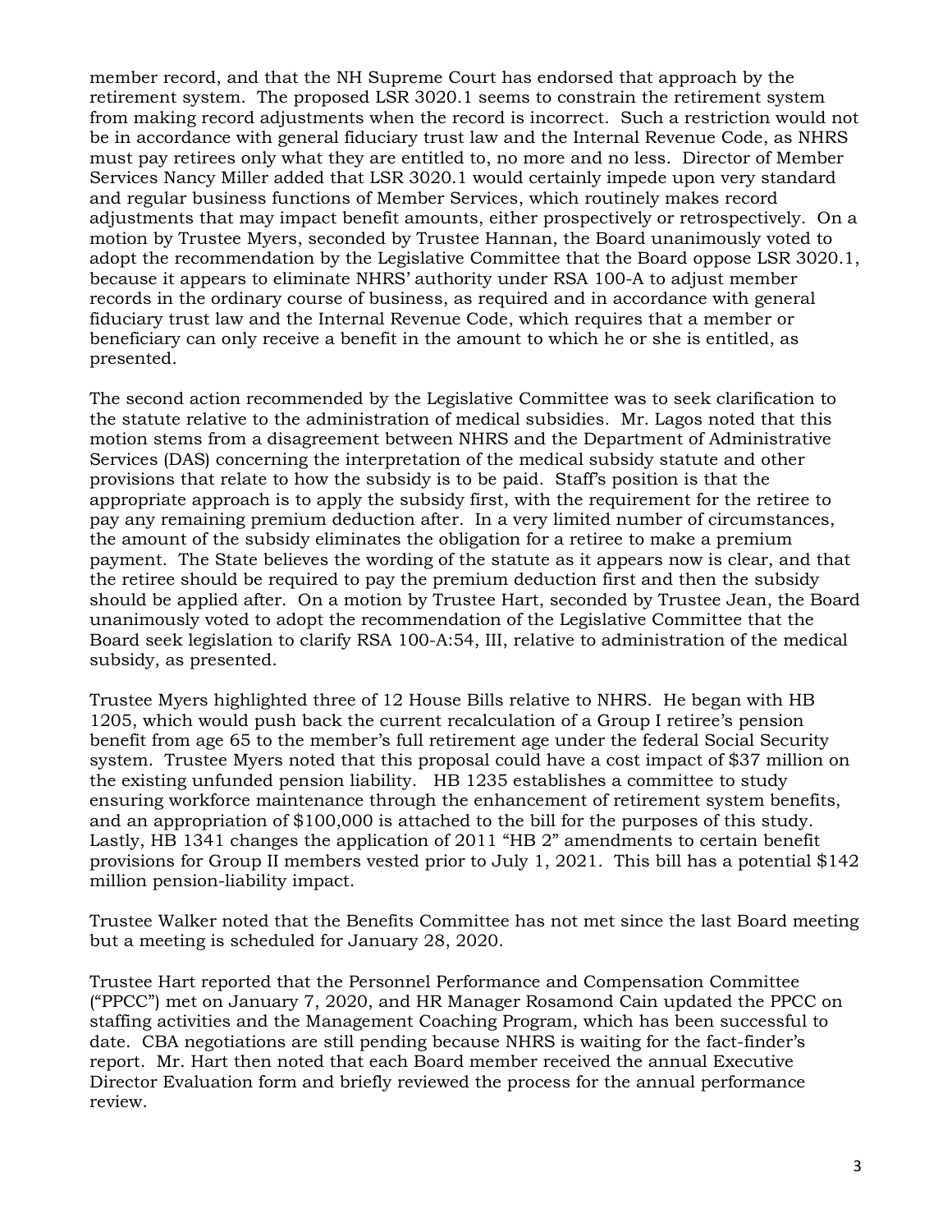member record, and that the NH Supreme Court has endorsed that approach by the retirement system. The proposed LSR 3020.1 seems to constrain the retirement system from making record adjustments when the record is incorrect. Such a restriction would not be in accordance with general fiduciary trust law and the Internal Revenue Code, as NHRS must pay retirees only what they are entitled to, no more and no less. Director of Member Services Nancy Miller added that LSR 3020.1 would certainly impede upon very standard and regular business functions of Member Services, which routinely makes record adjustments that may impact benefit amounts, either prospectively or retrospectively. On a motion by Trustee Myers, seconded by Trustee Hannan, the Board unanimously voted to adopt the recommendation by the Legislative Committee that the Board oppose LSR 3020.1, because it appears to eliminate NHRS' authority under RSA 100-A to adjust member records in the ordinary course of business, as required and in accordance with general fiduciary trust law and the Internal Revenue Code, which requires that a member or beneficiary can only receive a benefit in the amount to which he or she is entitled, as presented.

The second action recommended by the Legislative Committee was to seek clarification to the statute relative to the administration of medical subsidies. Mr. Lagos noted that this motion stems from a disagreement between NHRS and the Department of Administrative Services (DAS) concerning the interpretation of the medical subsidy statute and other provisions that relate to how the subsidy is to be paid. Staff's position is that the appropriate approach is to apply the subsidy first, with the requirement for the retiree to pay any remaining premium deduction after. In a very limited number of circumstances, the amount of the subsidy eliminates the obligation for a retiree to make a premium payment. The State believes the wording of the statute as it appears now is clear, and that the retiree should be required to pay the premium deduction first and then the subsidy should be applied after. On a motion by Trustee Hart, seconded by Trustee Jean, the Board unanimously voted to adopt the recommendation of the Legislative Committee that the Board seek legislation to clarify RSA 100-A:54, III, relative to administration of the medical subsidy, as presented.

Trustee Myers highlighted three of 12 House Bills relative to NHRS. He began with HB 1205, which would push back the current recalculation of a Group I retiree's pension benefit from age 65 to the member's full retirement age under the federal Social Security system. Trustee Myers noted that this proposal could have a cost impact of $37 million on the existing unfunded pension liability. HB 1235 establishes a committee to study ensuring workforce maintenance through the enhancement of retirement system benefits, and an appropriation of $100,000 is attached to the bill for the purposes of this study. Lastly, HB 1341 changes the application of 2011 "HB 2" amendments to certain benefit provisions for Group II members vested prior to July 1, 2021. This bill has a potential $142 million pension-liability impact.

Trustee Walker noted that the Benefits Committee has not met since the last Board meeting but a meeting is scheduled for January 28, 2020.

Trustee Hart reported that the Personnel Performance and Compensation Committee ("PPCC") met on January 7, 2020, and HR Manager Rosamond Cain updated the PPCC on staffing activities and the Management Coaching Program, which has been successful to date. CBA negotiations are still pending because NHRS is waiting for the fact-finder's report. Mr. Hart then noted that each Board member received the annual Executive Director Evaluation form and briefly reviewed the process for the annual performance review.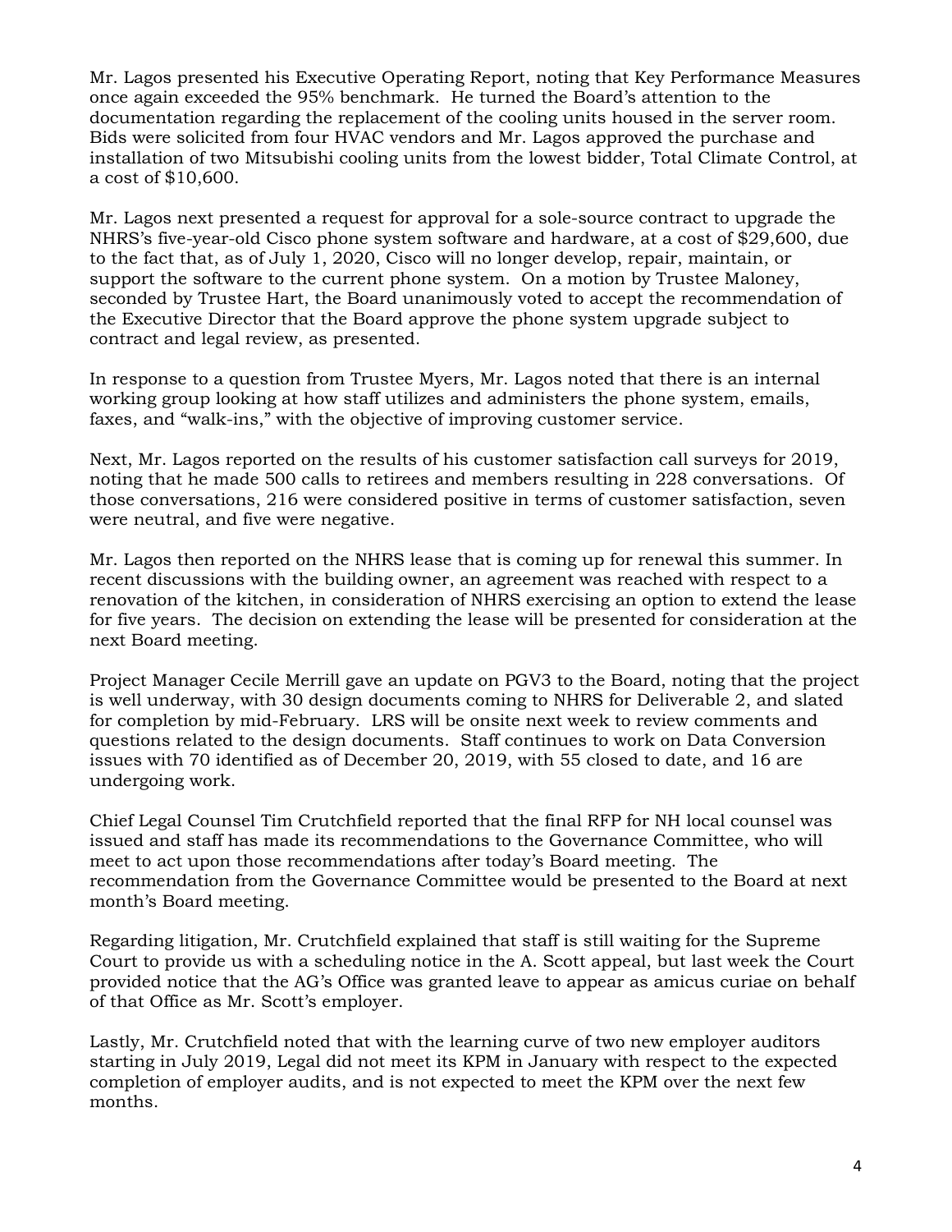Mr. Lagos presented his Executive Operating Report, noting that Key Performance Measures once again exceeded the 95% benchmark. He turned the Board's attention to the documentation regarding the replacement of the cooling units housed in the server room. Bids were solicited from four HVAC vendors and Mr. Lagos approved the purchase and installation of two Mitsubishi cooling units from the lowest bidder, Total Climate Control, at a cost of $10,600.

Mr. Lagos next presented a request for approval for a sole-source contract to upgrade the NHRS's five-year-old Cisco phone system software and hardware, at a cost of $29,600, due to the fact that, as of July 1, 2020, Cisco will no longer develop, repair, maintain, or support the software to the current phone system. On a motion by Trustee Maloney, seconded by Trustee Hart, the Board unanimously voted to accept the recommendation of the Executive Director that the Board approve the phone system upgrade subject to contract and legal review, as presented.

In response to a question from Trustee Myers, Mr. Lagos noted that there is an internal working group looking at how staff utilizes and administers the phone system, emails, faxes, and "walk-ins," with the objective of improving customer service.

Next, Mr. Lagos reported on the results of his customer satisfaction call surveys for 2019, noting that he made 500 calls to retirees and members resulting in 228 conversations. Of those conversations, 216 were considered positive in terms of customer satisfaction, seven were neutral, and five were negative.

Mr. Lagos then reported on the NHRS lease that is coming up for renewal this summer. In recent discussions with the building owner, an agreement was reached with respect to a renovation of the kitchen, in consideration of NHRS exercising an option to extend the lease for five years. The decision on extending the lease will be presented for consideration at the next Board meeting.

Project Manager Cecile Merrill gave an update on PGV3 to the Board, noting that the project is well underway, with 30 design documents coming to NHRS for Deliverable 2, and slated for completion by mid-February. LRS will be onsite next week to review comments and questions related to the design documents. Staff continues to work on Data Conversion issues with 70 identified as of December 20, 2019, with 55 closed to date, and 16 are undergoing work.

Chief Legal Counsel Tim Crutchfield reported that the final RFP for NH local counsel was issued and staff has made its recommendations to the Governance Committee, who will meet to act upon those recommendations after today's Board meeting. The recommendation from the Governance Committee would be presented to the Board at next month's Board meeting.

Regarding litigation, Mr. Crutchfield explained that staff is still waiting for the Supreme Court to provide us with a scheduling notice in the A. Scott appeal, but last week the Court provided notice that the AG's Office was granted leave to appear as amicus curiae on behalf of that Office as Mr. Scott's employer.

Lastly, Mr. Crutchfield noted that with the learning curve of two new employer auditors starting in July 2019, Legal did not meet its KPM in January with respect to the expected completion of employer audits, and is not expected to meet the KPM over the next few months.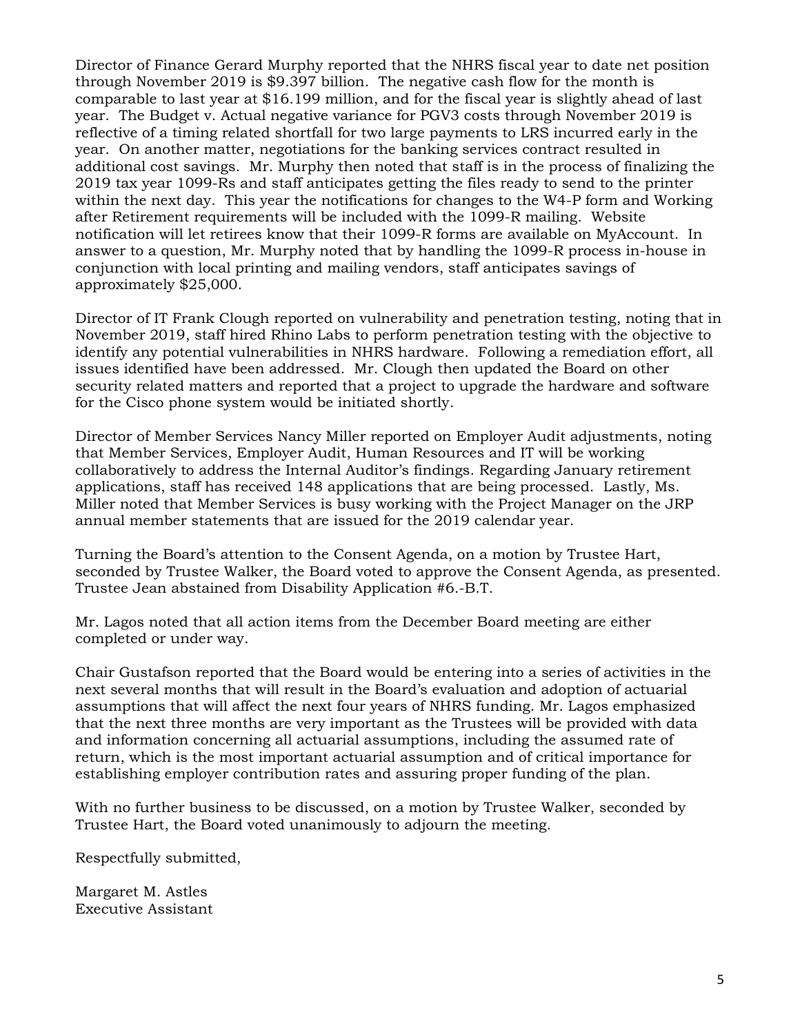Director of Finance Gerard Murphy reported that the NHRS fiscal year to date net position through November 2019 is $9.397 billion. The negative cash flow for the month is comparable to last year at $16.199 million, and for the fiscal year is slightly ahead of last year. The Budget v. Actual negative variance for PGV3 costs through November 2019 is reflective of a timing related shortfall for two large payments to LRS incurred early in the year. On another matter, negotiations for the banking services contract resulted in additional cost savings. Mr. Murphy then noted that staff is in the process of finalizing the 2019 tax year 1099-Rs and staff anticipates getting the files ready to send to the printer within the next day. This year the notifications for changes to the W4-P form and Working after Retirement requirements will be included with the 1099-R mailing. Website notification will let retirees know that their 1099-R forms are available on MyAccount. In answer to a question, Mr. Murphy noted that by handling the 1099-R process in-house in conjunction with local printing and mailing vendors, staff anticipates savings of approximately $25,000.

Director of IT Frank Clough reported on vulnerability and penetration testing, noting that in November 2019, staff hired Rhino Labs to perform penetration testing with the objective to identify any potential vulnerabilities in NHRS hardware. Following a remediation effort, all issues identified have been addressed. Mr. Clough then updated the Board on other security related matters and reported that a project to upgrade the hardware and software for the Cisco phone system would be initiated shortly.

Director of Member Services Nancy Miller reported on Employer Audit adjustments, noting that Member Services, Employer Audit, Human Resources and IT will be working collaboratively to address the Internal Auditor's findings. Regarding January retirement applications, staff has received 148 applications that are being processed. Lastly, Ms. Miller noted that Member Services is busy working with the Project Manager on the JRP annual member statements that are issued for the 2019 calendar year.

Turning the Board's attention to the Consent Agenda, on a motion by Trustee Hart, seconded by Trustee Walker, the Board voted to approve the Consent Agenda, as presented. Trustee Jean abstained from Disability Application #6.-B.T.

Mr. Lagos noted that all action items from the December Board meeting are either completed or under way.

Chair Gustafson reported that the Board would be entering into a series of activities in the next several months that will result in the Board's evaluation and adoption of actuarial assumptions that will affect the next four years of NHRS funding. Mr. Lagos emphasized that the next three months are very important as the Trustees will be provided with data and information concerning all actuarial assumptions, including the assumed rate of return, which is the most important actuarial assumption and of critical importance for establishing employer contribution rates and assuring proper funding of the plan.

With no further business to be discussed, on a motion by Trustee Walker, seconded by Trustee Hart, the Board voted unanimously to adjourn the meeting.

Respectfully submitted,

Margaret M. Astles
Executive Assistant